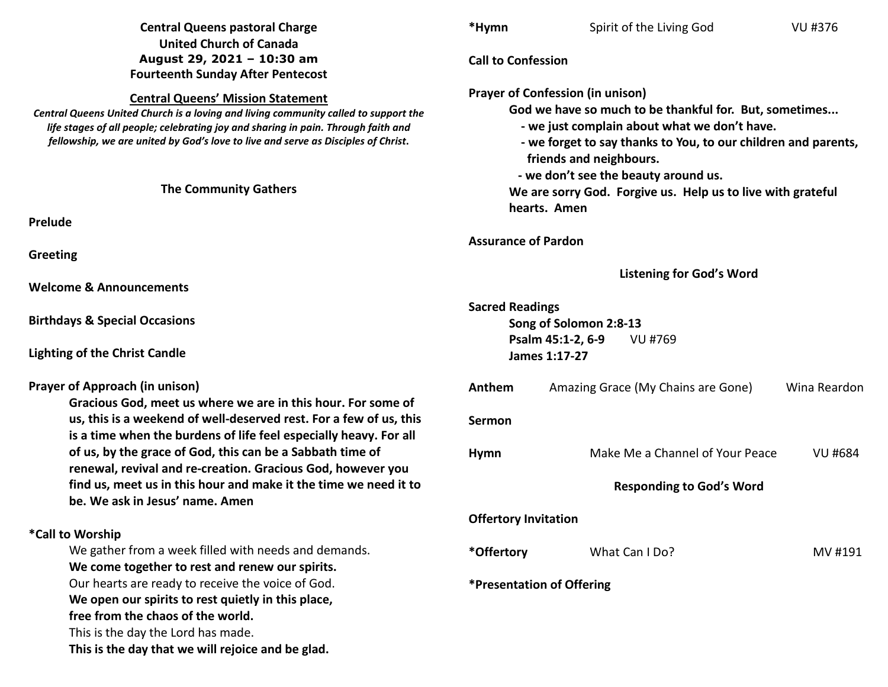**Central Queens pastoral Charge**
**United Church of Canada**
**August 29, 2021 – 10:30 am**
**Fourteenth Sunday After Pentecost**

**Central Queens' Mission Statement**

***Central Queens United Church is a loving and living community called to support the life stages of all people; celebrating joy and sharing in pain. Through faith and fellowship, we are united by God's love to live and serve as Disciples of Christ.***

## The Community Gathers

**Prelude**

**Greeting**

**Welcome & Announcements**

**Birthdays & Special Occasions**

**Lighting of the Christ Candle**

**Prayer of Approach (in unison)**

**Gracious God, meet us where we are in this hour. For some of us, this is a weekend of well-deserved rest. For a few of us, this is a time when the burdens of life feel especially heavy. For all of us, by the grace of God, this can be a Sabbath time of renewal, revival and re-creation. Gracious God, however you find us, meet us in this hour and make it the time we need it to be. We ask in Jesus' name. Amen**

**\*Call to Worship**

We gather from a week filled with needs and demands.
**We come together to rest and renew our spirits.**
Our hearts are ready to receive the voice of God.
**We open our spirits to rest quietly in this place,**
**free from the chaos of the world.**
This is the day the Lord has made.
**This is the day that we will rejoice and be glad.**

**\*Hymn** Spirit of the Living God VU #376

**Call to Confession**

**Prayer of Confession (in unison)**

**God we have so much to be thankful for. But, sometimes...**
**- we just complain about what we don't have.**
**- we forget to say thanks to You, to our children and parents, friends and neighbours.**
**- we don't see the beauty around us.**
**We are sorry God. Forgive us. Help us to live with grateful hearts. Amen**

**Assurance of Pardon**

## Listening for God's Word

**Sacred Readings**

**Song of Solomon 2:8-13**
**Psalm 45:1-2, 6-9** VU #769
**James 1:17-27**

**Anthem** Amazing Grace (My Chains are Gone) Wina Reardon

**Sermon**

**Hymn** Make Me a Channel of Your Peace VU #684

## Responding to God's Word

**Offertory Invitation**

**\*Offertory** What Can I Do? MV #191

**\*Presentation of Offering**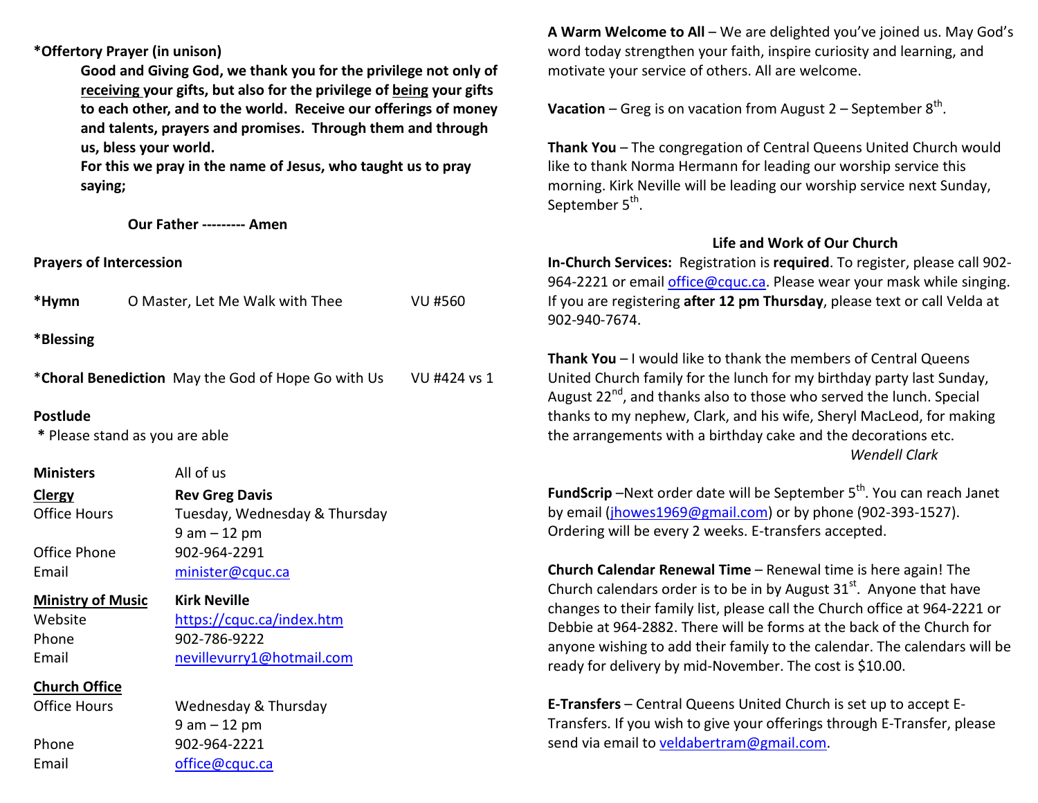**\*Offertory Prayer (in unison)**

> **Good and Giving God, we thank you for the privilege not only of receiving your gifts, but also for the privilege of being your gifts to each other, and to the world. Receive our offerings of money and talents, prayers and promises. Through them and through us, bless your world.**
> **For this we pray in the name of Jesus, who taught us to pray saying;**

**Our Father --------- Amen**

**Prayers of Intercession**

**\*Hymn** O Master, Let Me Walk with Thee VU #560

**\*Blessing**

\***Choral Benediction** May the God of Hope Go with Us VU #424 vs 1

**Postlude**

\* Please stand as you are able

| | |
|---|---|
| **Ministers** | All of us |
| **Clergy** | **Rev Greg Davis** |
| Office Hours | Tuesday, Wednesday & Thursday 9 am – 12 pm |
| Office Phone | 902-964-2291 |
| Email | minister@cquc.ca |
| **Ministry of Music** | **Kirk Neville** |
| Website | https://cquc.ca/index.htm |
| Phone | 902-786-9222 |
| Email | nevillevurry1@hotmail.com |
| **Church Office** | |
| Office Hours | Wednesday & Thursday 9 am – 12 pm |
| Phone | 902-964-2221 |
| Email | office@cquc.ca |

**A Warm Welcome to All** – We are delighted you've joined us. May God's word today strengthen your faith, inspire curiosity and learning, and motivate your service of others. All are welcome.

**Vacation** – Greg is on vacation from August 2 – September 8th.

**Thank You** – The congregation of Central Queens United Church would like to thank Norma Hermann for leading our worship service this morning. Kirk Neville will be leading our worship service next Sunday, September 5th.

## Life and Work of Our Church

**In-Church Services:** Registration is **required**. To register, please call 902-964-2221 or email office@cquc.ca. Please wear your mask while singing. If you are registering **after 12 pm Thursday**, please text or call Velda at 902-940-7674.

**Thank You** – I would like to thank the members of Central Queens United Church family for the lunch for my birthday party last Sunday, August 22nd, and thanks also to those who served the lunch. Special thanks to my nephew, Clark, and his wife, Sheryl MacLeod, for making the arrangements with a birthday cake and the decorations etc.

*Wendell Clark*

**FundScrip** –Next order date will be September 5th. You can reach Janet by email (jhowes1969@gmail.com) or by phone (902-393-1527). Ordering will be every 2 weeks. E-transfers accepted.

**Church Calendar Renewal Time** – Renewal time is here again! The Church calendars order is to be in by August 31st. Anyone that have changes to their family list, please call the Church office at 964-2221 or Debbie at 964-2882. There will be forms at the back of the Church for anyone wishing to add their family to the calendar. The calendars will be ready for delivery by mid-November. The cost is $10.00.

**E-Transfers** – Central Queens United Church is set up to accept E-Transfers. If you wish to give your offerings through E-Transfer, please send via email to veldabertram@gmail.com.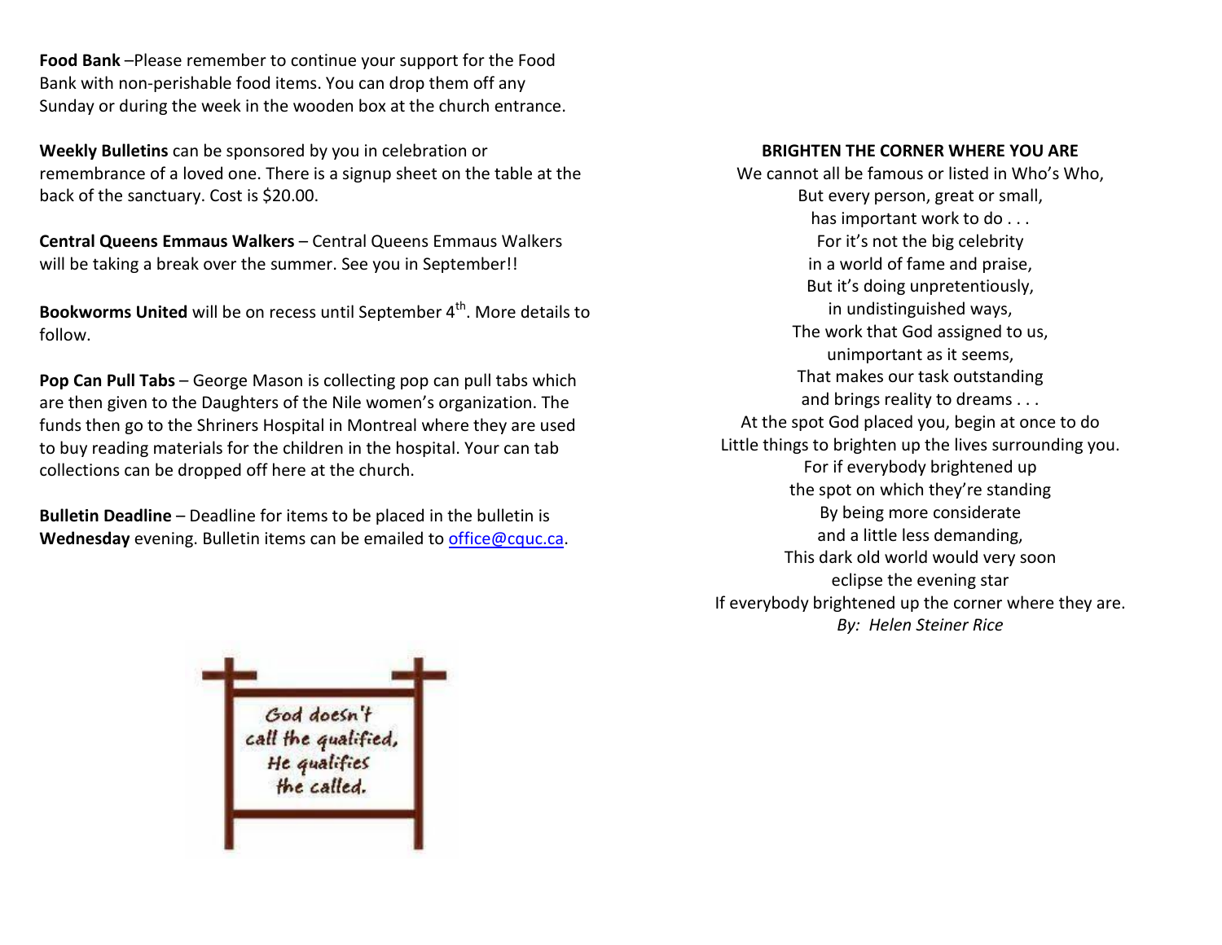**Food Bank** –Please remember to continue your support for the Food Bank with non-perishable food items. You can drop them off any Sunday or during the week in the wooden box at the church entrance.

**Weekly Bulletins** can be sponsored by you in celebration or remembrance of a loved one. There is a signup sheet on the table at the back of the sanctuary. Cost is $20.00.

**Central Queens Emmaus Walkers** – Central Queens Emmaus Walkers will be taking a break over the summer. See you in September!!

**Bookworms United** will be on recess until September 4th. More details to follow.

**Pop Can Pull Tabs** – George Mason is collecting pop can pull tabs which are then given to the Daughters of the Nile women's organization. The funds then go to the Shriners Hospital in Montreal where they are used to buy reading materials for the children in the hospital. Your can tab collections can be dropped off here at the church.

**Bulletin Deadline** – Deadline for items to be placed in the bulletin is **Wednesday** evening. Bulletin items can be emailed to office@cquc.ca.

God doesn't call the qualified, He qualifies the called.

**BRIGHTEN THE CORNER WHERE YOU ARE**

We cannot all be famous or listed in Who's Who,  
But every person, great or small,  
has important work to do . . .  
For it's not the big celebrity  
in a world of fame and praise,  
But it's doing unpretentiously,  
in undistinguished ways,  
The work that God assigned to us,  
unimportant as it seems,  
That makes our task outstanding  
and brings reality to dreams . . .  
At the spot God placed you, begin at once to do  
Little things to brighten up the lives surrounding you.  
For if everybody brightened up  
the spot on which they're standing  
By being more considerate  
and a little less demanding,  
This dark old world would very soon  
eclipse the evening star  
If everybody brightened up the corner where they are.

*By: Helen Steiner Rice*